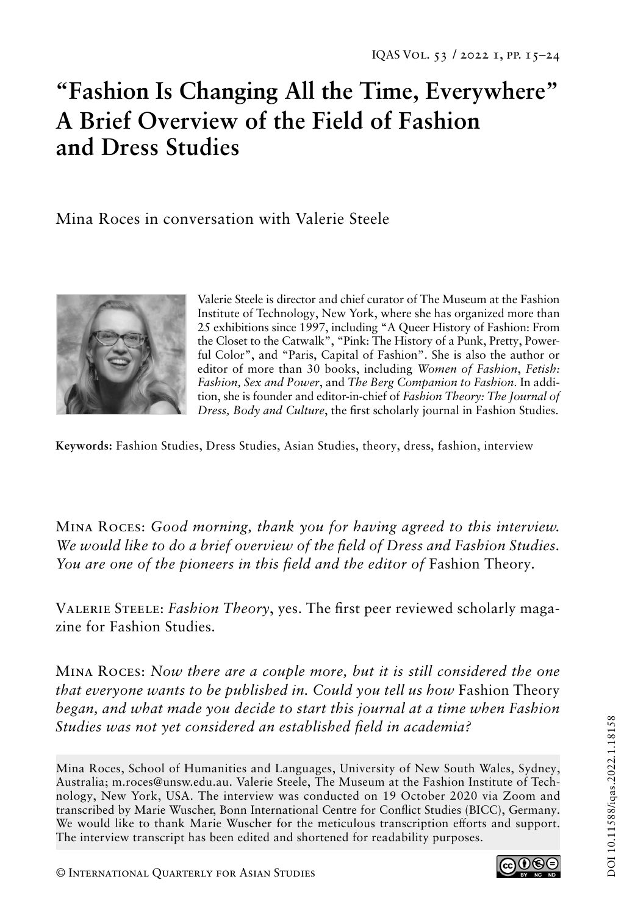# "Fashion Is Changing All the Time, Everywhere" A Brief Overview of the Field of Fashion and Dress Studies

Mina Roces in conversation with Valerie Steele

Valerie Steele is director and chief curator of The Museum at the Fashion Institute of Technology, New York, where she has organized more than 25 exhibitions since 1997, including "A Queer History of Fashion: From the Closet to the Catwalk", "Pink: The History of a Punk, Pretty, Powerful Color", and "Paris, Capital of Fashion". She is also the author or editor of more than 30 books, including *Women of Fashion*, *Fetish: Fashion, Sex and Power*, and *The Berg Companion to Fashion*. In addition, she is founder and editor-in-chief of *Fashion Theory: The Journal of Dress, Body and Culture*, the first scholarly journal in Fashion Studies.

**Keywords:** Fashion Studies, Dress Studies, Asian Studies, theory, dress, fashion, interview

Mina Roces: *Good morning, thank you for having agreed to this interview. We would like to do a brief overview of the field of Dress and Fashion Studies. You are one of the pioneers in this field and the editor of* Fashion Theory.

Valerie Steele: *Fashion Theory*, yes. The first peer reviewed scholarly magazine for Fashion Studies.

Mina Roces: *Now there are a couple more, but it is still considered the one that everyone wants to be published in. Could you tell us how* Fashion Theory *began, and what made you decide to start this journal at a time when Fashion Studies was not yet considered an established field in academia?*

Mina Roces, School of Humanities and Languages, University of New South Wales, Sydney, Australia; m.roces@unsw.edu.au. Valerie Steele, The Museum at the Fashion Institute of Technology, New York, USA. The interview was conducted on 19 October 2020 via Zoom and transcribed by Marie Wuscher, Bonn International Centre for Conflict Studies (BICC), Germany. We would like to thank Marie Wuscher for the meticulous transcription efforts and support. The interview transcript has been edited and shortened for readability purposes.

© International Quarterly for Asian Studies

DOI 10.11588/iqas.2022.1.18158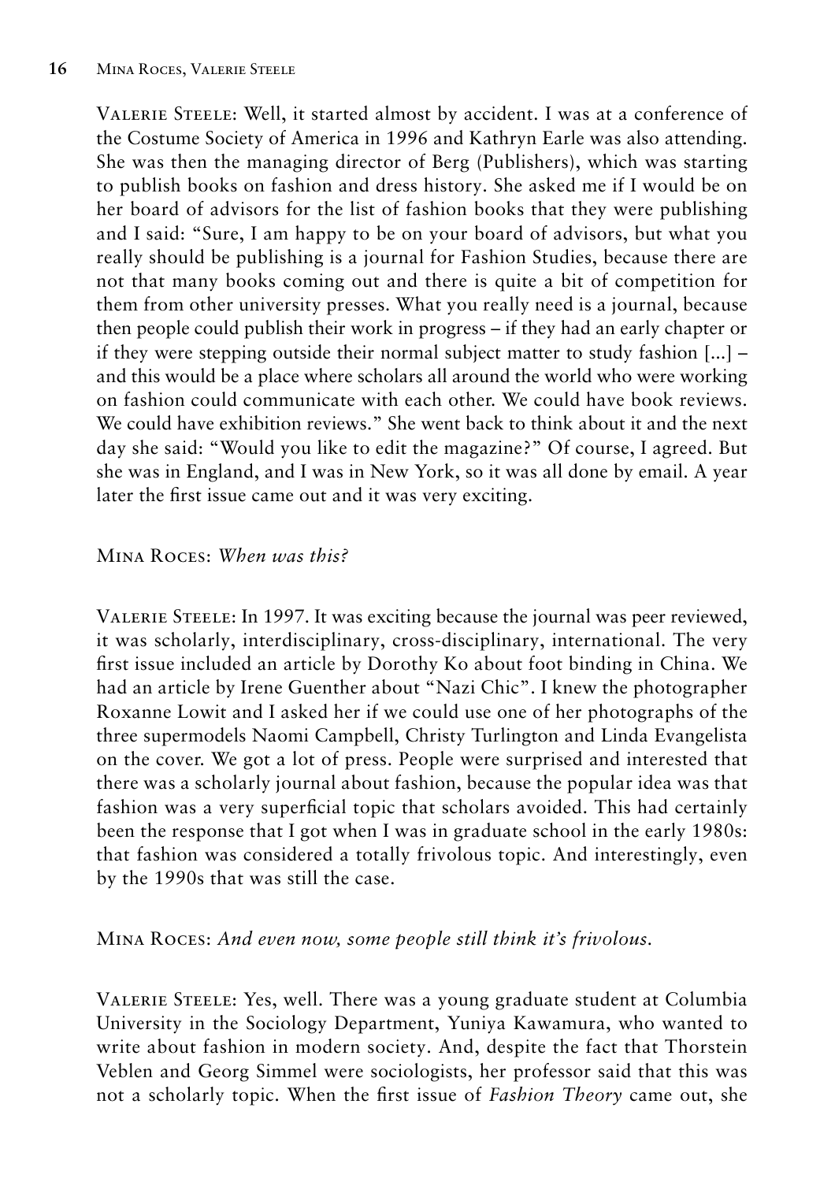Valerie Steele: Well, it started almost by accident. I was at a conference of the Costume Society of America in 1996 and Kathryn Earle was also attending. She was then the managing director of Berg (Publishers), which was starting to publish books on fashion and dress history. She asked me if I would be on her board of advisors for the list of fashion books that they were publishing and I said: "Sure, I am happy to be on your board of advisors, but what you really should be publishing is a journal for Fashion Studies, because there are not that many books coming out and there is quite a bit of competition for them from other university presses. What you really need is a journal, because then people could publish their work in progress – if they had an early chapter or if they were stepping outside their normal subject matter to study fashion [...] – and this would be a place where scholars all around the world who were working on fashion could communicate with each other. We could have book reviews. We could have exhibition reviews." She went back to think about it and the next day she said: "Would you like to edit the magazine?" Of course, I agreed. But she was in England, and I was in New York, so it was all done by email. A year later the first issue came out and it was very exciting.

Mina Roces: *When was this?*

Valerie Steele: In 1997. It was exciting because the journal was peer reviewed, it was scholarly, interdisciplinary, cross-disciplinary, international. The very first issue included an article by Dorothy Ko about foot binding in China. We had an article by Irene Guenther about "Nazi Chic". I knew the photographer Roxanne Lowit and I asked her if we could use one of her photographs of the three supermodels Naomi Campbell, Christy Turlington and Linda Evangelista on the cover. We got a lot of press. People were surprised and interested that there was a scholarly journal about fashion, because the popular idea was that fashion was a very superficial topic that scholars avoided. This had certainly been the response that I got when I was in graduate school in the early 1980s: that fashion was considered a totally frivolous topic. And interestingly, even by the 1990s that was still the case.

Mina Roces: *And even now, some people still think it's frivolous.*

Valerie Steele: Yes, well. There was a young graduate student at Columbia University in the Sociology Department, Yuniya Kawamura, who wanted to write about fashion in modern society. And, despite the fact that Thorstein Veblen and Georg Simmel were sociologists, her professor said that this was not a scholarly topic. When the first issue of *Fashion Theory* came out, she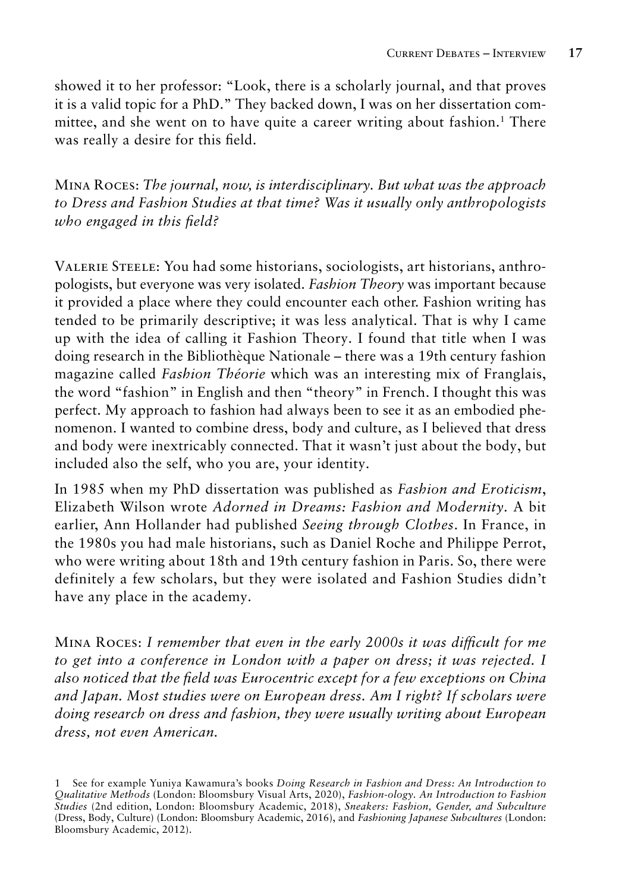showed it to her professor: "Look, there is a scholarly journal, and that proves it is a valid topic for a PhD." They backed down, I was on her dissertation committee, and she went on to have quite a career writing about fashion.[1] There was really a desire for this field.

Mina Roces: *The journal, now, is interdisciplinary. But what was the approach to Dress and Fashion Studies at that time? Was it usually only anthropologists who engaged in this field?*

Valerie Steele: You had some historians, sociologists, art historians, anthropologists, but everyone was very isolated. *Fashion Theory* was important because it provided a place where they could encounter each other. Fashion writing has tended to be primarily descriptive; it was less analytical. That is why I came up with the idea of calling it Fashion Theory. I found that title when I was doing research in the Bibliothèque Nationale – there was a 19th century fashion magazine called *Fashion Théorie* which was an interesting mix of Franglais, the word "fashion" in English and then "theory" in French. I thought this was perfect. My approach to fashion had always been to see it as an embodied phenomenon. I wanted to combine dress, body and culture, as I believed that dress and body were inextricably connected. That it wasn't just about the body, but included also the self, who you are, your identity.

In 1985 when my PhD dissertation was published as *Fashion and Eroticism*, Elizabeth Wilson wrote *Adorned in Dreams: Fashion and Modernity*. A bit earlier, Ann Hollander had published *Seeing through Clothes*. In France, in the 1980s you had male historians, such as Daniel Roche and Philippe Perrot, who were writing about 18th and 19th century fashion in Paris. So, there were definitely a few scholars, but they were isolated and Fashion Studies didn't have any place in the academy.

Mina Roces: *I remember that even in the early 2000s it was difficult for me to get into a conference in London with a paper on dress; it was rejected. I also noticed that the field was Eurocentric except for a few exceptions on China and Japan. Most studies were on European dress. Am I right? If scholars were doing research on dress and fashion, they were usually writing about European dress, not even American.*

[1] See for example Yuniya Kawamura's books *Doing Research in Fashion and Dress: An Introduction to Qualitative Methods* (London: Bloomsbury Visual Arts, 2020), *Fashion-ology. An Introduction to Fashion Studies* (2nd edition, London: Bloomsbury Academic, 2018), *Sneakers: Fashion, Gender, and Subculture* (Dress, Body, Culture) (London: Bloomsbury Academic, 2016), and *Fashioning Japanese Subcultures* (London: Bloomsbury Academic, 2012).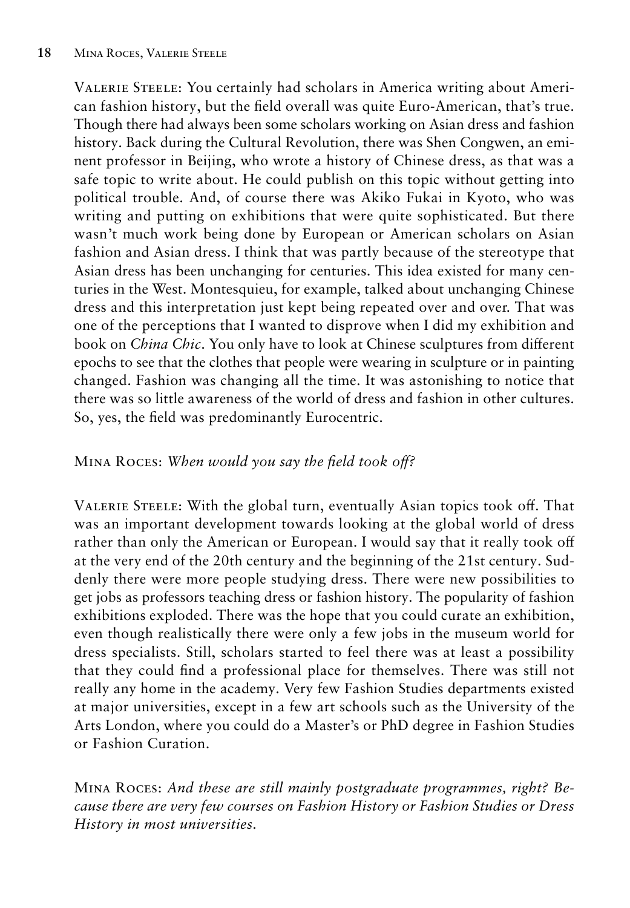Valerie Steele: You certainly had scholars in America writing about American fashion history, but the field overall was quite Euro-American, that's true. Though there had always been some scholars working on Asian dress and fashion history. Back during the Cultural Revolution, there was Shen Congwen, an eminent professor in Beijing, who wrote a history of Chinese dress, as that was a safe topic to write about. He could publish on this topic without getting into political trouble. And, of course there was Akiko Fukai in Kyoto, who was writing and putting on exhibitions that were quite sophisticated. But there wasn't much work being done by European or American scholars on Asian fashion and Asian dress. I think that was partly because of the stereotype that Asian dress has been unchanging for centuries. This idea existed for many centuries in the West. Montesquieu, for example, talked about unchanging Chinese dress and this interpretation just kept being repeated over and over. That was one of the perceptions that I wanted to disprove when I did my exhibition and book on *China Chic*. You only have to look at Chinese sculptures from different epochs to see that the clothes that people were wearing in sculpture or in painting changed. Fashion was changing all the time. It was astonishing to notice that there was so little awareness of the world of dress and fashion in other cultures. So, yes, the field was predominantly Eurocentric.

Mina Roces: *When would you say the field took off?*

Valerie Steele: With the global turn, eventually Asian topics took off. That was an important development towards looking at the global world of dress rather than only the American or European. I would say that it really took off at the very end of the 20th century and the beginning of the 21st century. Suddenly there were more people studying dress. There were new possibilities to get jobs as professors teaching dress or fashion history. The popularity of fashion exhibitions exploded. There was the hope that you could curate an exhibition, even though realistically there were only a few jobs in the museum world for dress specialists. Still, scholars started to feel there was at least a possibility that they could find a professional place for themselves. There was still not really any home in the academy. Very few Fashion Studies departments existed at major universities, except in a few art schools such as the University of the Arts London, where you could do a Master's or PhD degree in Fashion Studies or Fashion Curation.

Mina Roces: *And these are still mainly postgraduate programmes, right? Because there are very few courses on Fashion History or Fashion Studies or Dress History in most universities.*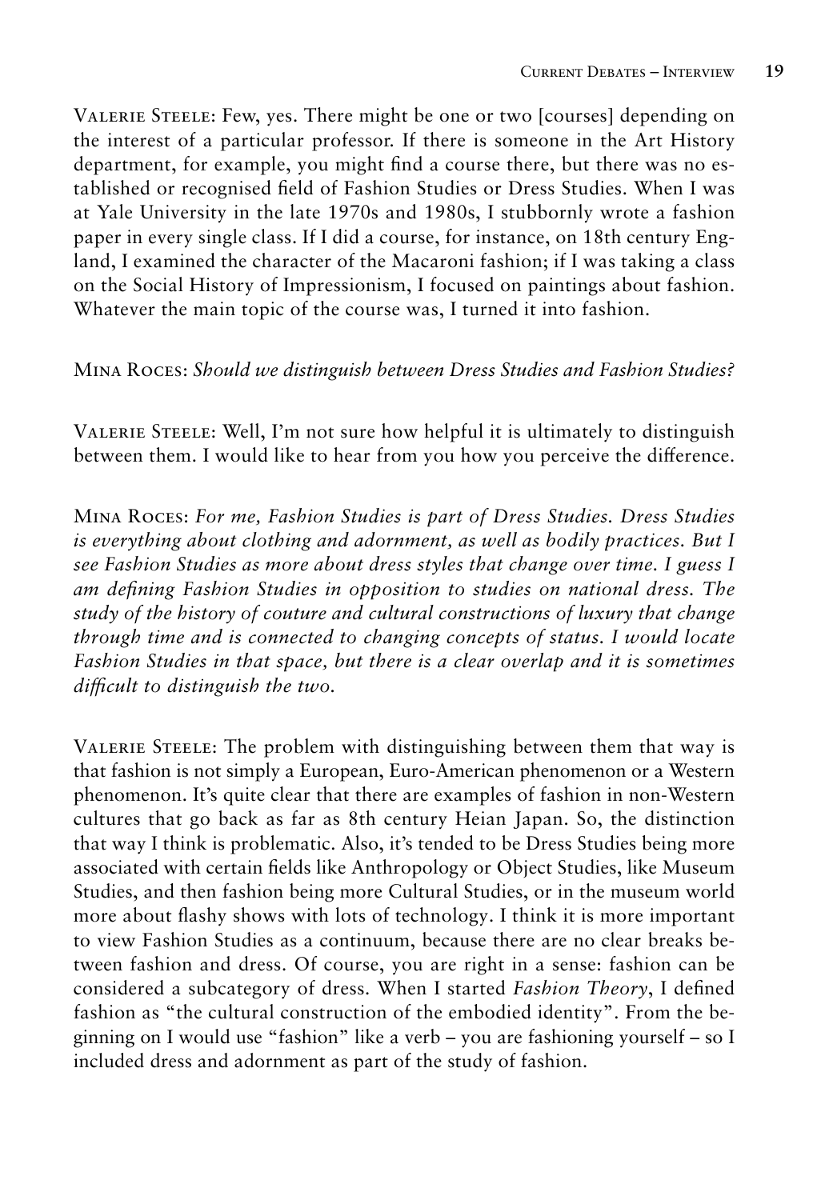Valerie Steele: Few, yes. There might be one or two [courses] depending on the interest of a particular professor. If there is someone in the Art History department, for example, you might find a course there, but there was no established or recognised field of Fashion Studies or Dress Studies. When I was at Yale University in the late 1970s and 1980s, I stubbornly wrote a fashion paper in every single class. If I did a course, for instance, on 18th century England, I examined the character of the Macaroni fashion; if I was taking a class on the Social History of Impressionism, I focused on paintings about fashion. Whatever the main topic of the course was, I turned it into fashion.

Mina Roces: *Should we distinguish between Dress Studies and Fashion Studies?*

Valerie Steele: Well, I'm not sure how helpful it is ultimately to distinguish between them. I would like to hear from you how you perceive the difference.

Mina Roces: *For me, Fashion Studies is part of Dress Studies. Dress Studies is everything about clothing and adornment, as well as bodily practices. But I see Fashion Studies as more about dress styles that change over time. I guess I am defining Fashion Studies in opposition to studies on national dress. The study of the history of couture and cultural constructions of luxury that change through time and is connected to changing concepts of status. I would locate Fashion Studies in that space, but there is a clear overlap and it is sometimes difficult to distinguish the two.*

Valerie Steele: The problem with distinguishing between them that way is that fashion is not simply a European, Euro-American phenomenon or a Western phenomenon. It's quite clear that there are examples of fashion in non-Western cultures that go back as far as 8th century Heian Japan. So, the distinction that way I think is problematic. Also, it's tended to be Dress Studies being more associated with certain fields like Anthropology or Object Studies, like Museum Studies, and then fashion being more Cultural Studies, or in the museum world more about flashy shows with lots of technology. I think it is more important to view Fashion Studies as a continuum, because there are no clear breaks between fashion and dress. Of course, you are right in a sense: fashion can be considered a subcategory of dress. When I started *Fashion Theory*, I defined fashion as "the cultural construction of the embodied identity". From the beginning on I would use "fashion" like a verb – you are fashioning yourself – so I included dress and adornment as part of the study of fashion.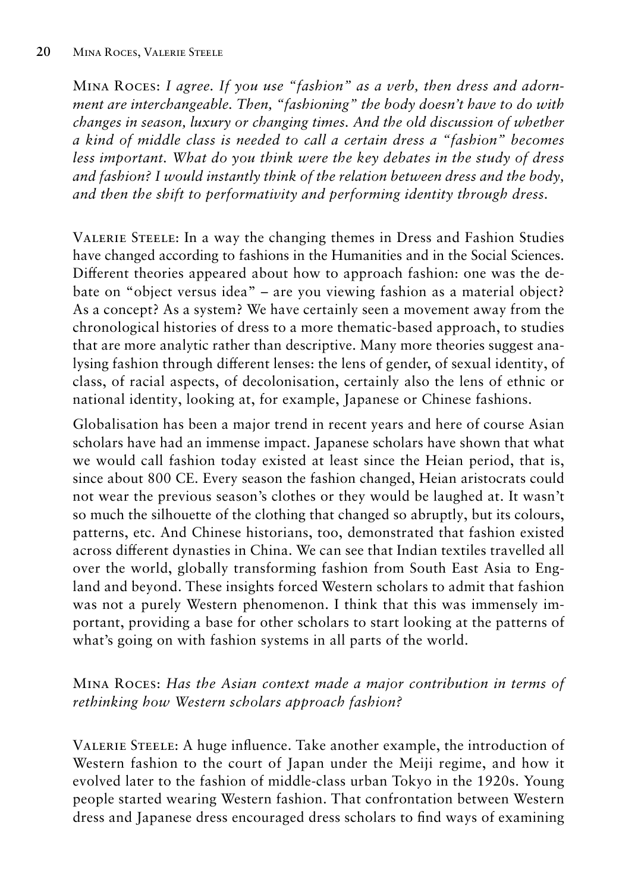Mina Roces: *I agree. If you use "fashion" as a verb, then dress and adornment are interchangeable. Then, "fashioning" the body doesn't have to do with changes in season, luxury or changing times. And the old discussion of whether a kind of middle class is needed to call a certain dress a "fashion" becomes less important. What do you think were the key debates in the study of dress and fashion? I would instantly think of the relation between dress and the body, and then the shift to performativity and performing identity through dress.*

Valerie Steele: In a way the changing themes in Dress and Fashion Studies have changed according to fashions in the Humanities and in the Social Sciences. Different theories appeared about how to approach fashion: one was the debate on "object versus idea" – are you viewing fashion as a material object? As a concept? As a system? We have certainly seen a movement away from the chronological histories of dress to a more thematic-based approach, to studies that are more analytic rather than descriptive. Many more theories suggest analysing fashion through different lenses: the lens of gender, of sexual identity, of class, of racial aspects, of decolonisation, certainly also the lens of ethnic or national identity, looking at, for example, Japanese or Chinese fashions.

Globalisation has been a major trend in recent years and here of course Asian scholars have had an immense impact. Japanese scholars have shown that what we would call fashion today existed at least since the Heian period, that is, since about 800 CE. Every season the fashion changed, Heian aristocrats could not wear the previous season's clothes or they would be laughed at. It wasn't so much the silhouette of the clothing that changed so abruptly, but its colours, patterns, etc. And Chinese historians, too, demonstrated that fashion existed across different dynasties in China. We can see that Indian textiles travelled all over the world, globally transforming fashion from South East Asia to England and beyond. These insights forced Western scholars to admit that fashion was not a purely Western phenomenon. I think that this was immensely important, providing a base for other scholars to start looking at the patterns of what's going on with fashion systems in all parts of the world.

Mina Roces: *Has the Asian context made a major contribution in terms of rethinking how Western scholars approach fashion?*

Valerie Steele: A huge influence. Take another example, the introduction of Western fashion to the court of Japan under the Meiji regime, and how it evolved later to the fashion of middle-class urban Tokyo in the 1920s. Young people started wearing Western fashion. That confrontation between Western dress and Japanese dress encouraged dress scholars to find ways of examining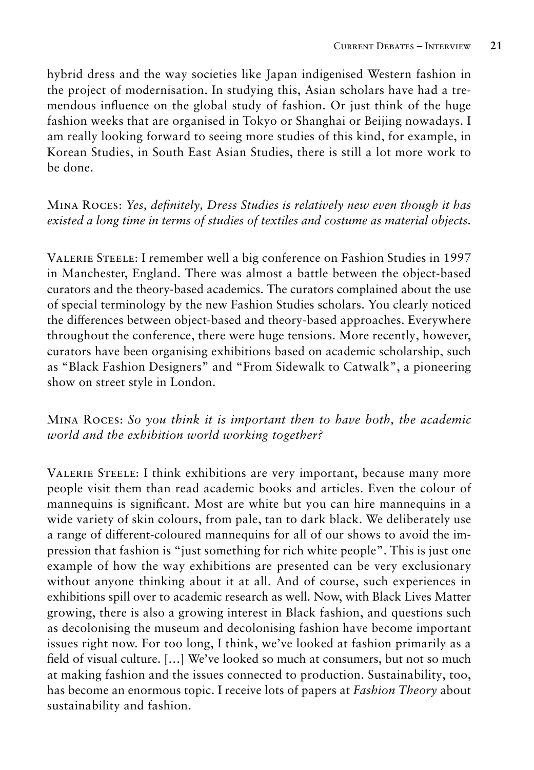hybrid dress and the way societies like Japan indigenised Western fashion in the project of modernisation. In studying this, Asian scholars have had a tremendous influence on the global study of fashion. Or just think of the huge fashion weeks that are organised in Tokyo or Shanghai or Beijing nowadays. I am really looking forward to seeing more studies of this kind, for example, in Korean Studies, in South East Asian Studies, there is still a lot more work to be done.

MINA ROCES: *Yes, definitely, Dress Studies is relatively new even though it has existed a long time in terms of studies of textiles and costume as material objects.*

VALERIE STEELE: I remember well a big conference on Fashion Studies in 1997 in Manchester, England. There was almost a battle between the object-based curators and the theory-based academics. The curators complained about the use of special terminology by the new Fashion Studies scholars. You clearly noticed the differences between object-based and theory-based approaches. Everywhere throughout the conference, there were huge tensions. More recently, however, curators have been organising exhibitions based on academic scholarship, such as "Black Fashion Designers" and "From Sidewalk to Catwalk", a pioneering show on street style in London.

MINA ROCES: *So you think it is important then to have both, the academic world and the exhibition world working together?*

VALERIE STEELE: I think exhibitions are very important, because many more people visit them than read academic books and articles. Even the colour of mannequins is significant. Most are white but you can hire mannequins in a wide variety of skin colours, from pale, tan to dark black. We deliberately use a range of different-coloured mannequins for all of our shows to avoid the impression that fashion is "just something for rich white people". This is just one example of how the way exhibitions are presented can be very exclusionary without anyone thinking about it at all. And of course, such experiences in exhibitions spill over to academic research as well. Now, with Black Lives Matter growing, there is also a growing interest in Black fashion, and questions such as decolonising the museum and decolonising fashion have become important issues right now. For too long, I think, we've looked at fashion primarily as a field of visual culture. […] We've looked so much at consumers, but not so much at making fashion and the issues connected to production. Sustainability, too, has become an enormous topic. I receive lots of papers at *Fashion Theory* about sustainability and fashion.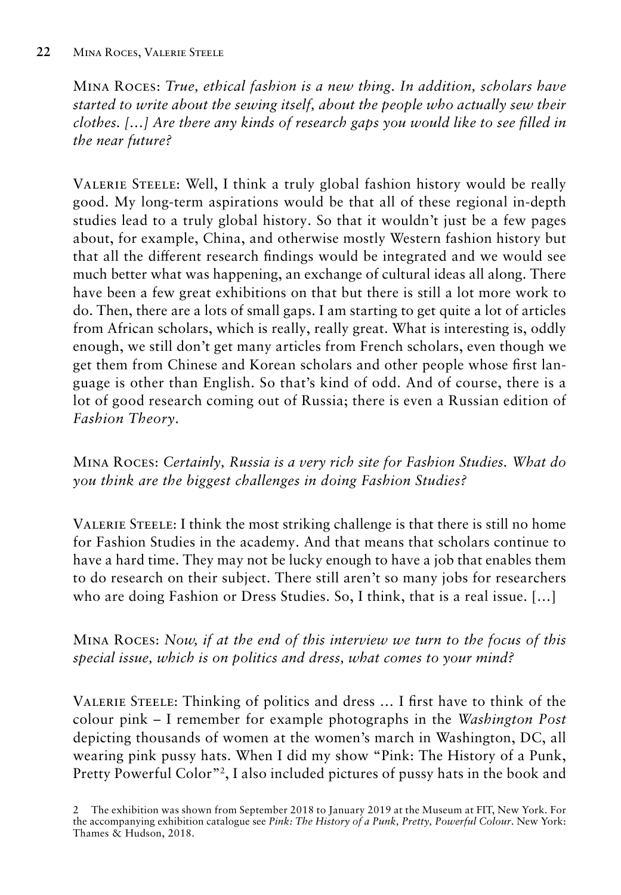Mina Roces: *True, ethical fashion is a new thing. In addition, scholars have started to write about the sewing itself, about the people who actually sew their clothes. […] Are there any kinds of research gaps you would like to see filled in the near future?*

Valerie Steele: Well, I think a truly global fashion history would be really good. My long-term aspirations would be that all of these regional in-depth studies lead to a truly global history. So that it wouldn't just be a few pages about, for example, China, and otherwise mostly Western fashion history but that all the different research findings would be integrated and we would see much better what was happening, an exchange of cultural ideas all along. There have been a few great exhibitions on that but there is still a lot more work to do. Then, there are a lots of small gaps. I am starting to get quite a lot of articles from African scholars, which is really, really great. What is interesting is, oddly enough, we still don't get many articles from French scholars, even though we get them from Chinese and Korean scholars and other people whose first language is other than English. So that's kind of odd. And of course, there is a lot of good research coming out of Russia; there is even a Russian edition of *Fashion Theory*.

Mina Roces: *Certainly, Russia is a very rich site for Fashion Studies. What do you think are the biggest challenges in doing Fashion Studies?*

Valerie Steele: I think the most striking challenge is that there is still no home for Fashion Studies in the academy. And that means that scholars continue to have a hard time. They may not be lucky enough to have a job that enables them to do research on their subject. There still aren't so many jobs for researchers who are doing Fashion or Dress Studies. So, I think, that is a real issue. […]

Mina Roces: *Now, if at the end of this interview we turn to the focus of this special issue, which is on politics and dress, what comes to your mind?*

Valerie Steele: Thinking of politics and dress … I first have to think of the colour pink – I remember for example photographs in the *Washington Post* depicting thousands of women at the women's march in Washington, DC, all wearing pink pussy hats. When I did my show "Pink: The History of a Punk, Pretty Powerful Color"[2], I also included pictures of pussy hats in the book and

2 The exhibition was shown from September 2018 to January 2019 at the Museum at FIT, New York. For the accompanying exhibition catalogue see *Pink: The History of a Punk, Pretty, Powerful Colour*. New York: Thames & Hudson, 2018.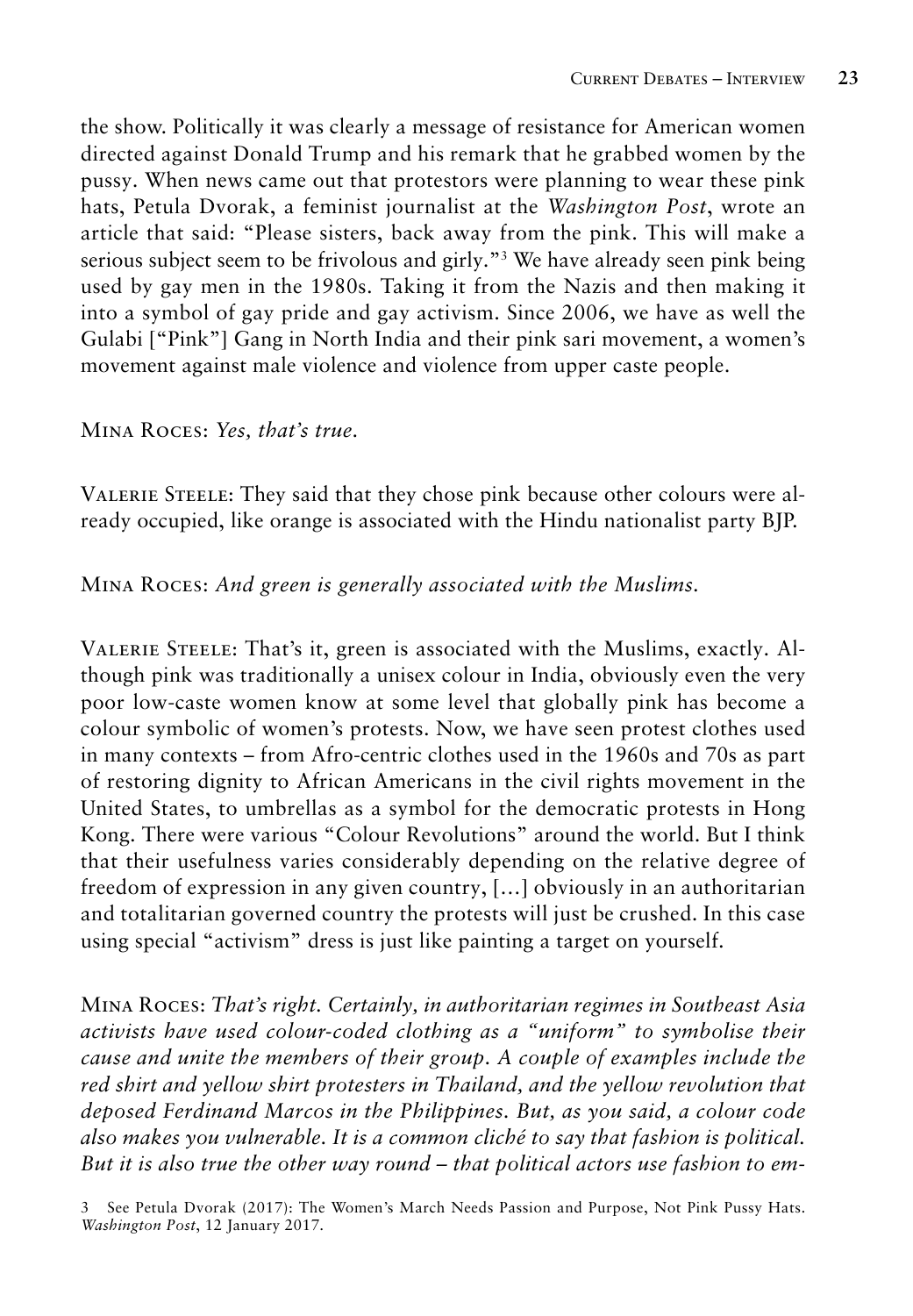the show. Politically it was clearly a message of resistance for American women directed against Donald Trump and his remark that he grabbed women by the pussy. When news came out that protestors were planning to wear these pink hats, Petula Dvorak, a feminist journalist at the *Washington Post*, wrote an article that said: "Please sisters, back away from the pink. This will make a serious subject seem to be frivolous and girly."[3] We have already seen pink being used by gay men in the 1980s. Taking it from the Nazis and then making it into a symbol of gay pride and gay activism. Since 2006, we have as well the Gulabi ["Pink"] Gang in North India and their pink sari movement, a women's movement against male violence and violence from upper caste people.

Mina Roces: *Yes, that's true.*

Valerie Steele: They said that they chose pink because other colours were already occupied, like orange is associated with the Hindu nationalist party BJP.

Mina Roces: *And green is generally associated with the Muslims.*

Valerie Steele: That's it, green is associated with the Muslims, exactly. Although pink was traditionally a unisex colour in India, obviously even the very poor low-caste women know at some level that globally pink has become a colour symbolic of women's protests. Now, we have seen protest clothes used in many contexts – from Afro-centric clothes used in the 1960s and 70s as part of restoring dignity to African Americans in the civil rights movement in the United States, to umbrellas as a symbol for the democratic protests in Hong Kong. There were various "Colour Revolutions" around the world. But I think that their usefulness varies considerably depending on the relative degree of freedom of expression in any given country, […] obviously in an authoritarian and totalitarian governed country the protests will just be crushed. In this case using special "activism" dress is just like painting a target on yourself.

Mina Roces: *That's right. Certainly, in authoritarian regimes in Southeast Asia activists have used colour-coded clothing as a "uniform" to symbolise their cause and unite the members of their group. A couple of examples include the red shirt and yellow shirt protesters in Thailand, and the yellow revolution that deposed Ferdinand Marcos in the Philippines. But, as you said, a colour code also makes you vulnerable. It is a common cliché to say that fashion is political. But it is also true the other way round – that political actors use fashion to em-*

3 See Petula Dvorak (2017): The Women's March Needs Passion and Purpose, Not Pink Pussy Hats. *Washington Post*, 12 January 2017.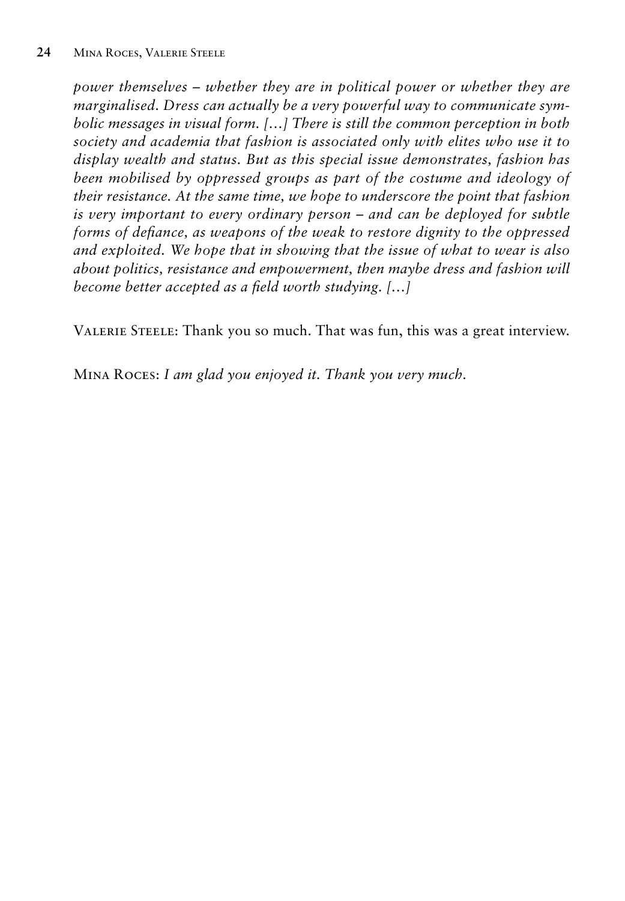*power themselves – whether they are in political power or whether they are marginalised. Dress can actually be a very powerful way to communicate symbolic messages in visual form. […] There is still the common perception in both society and academia that fashion is associated only with elites who use it to display wealth and status. But as this special issue demonstrates, fashion has been mobilised by oppressed groups as part of the costume and ideology of their resistance. At the same time, we hope to underscore the point that fashion is very important to every ordinary person – and can be deployed for subtle forms of defiance, as weapons of the weak to restore dignity to the oppressed and exploited. We hope that in showing that the issue of what to wear is also about politics, resistance and empowerment, then maybe dress and fashion will become better accepted as a field worth studying. […]*

Valerie Steele: Thank you so much. That was fun, this was a great interview.

Mina Roces: *I am glad you enjoyed it. Thank you very much.*